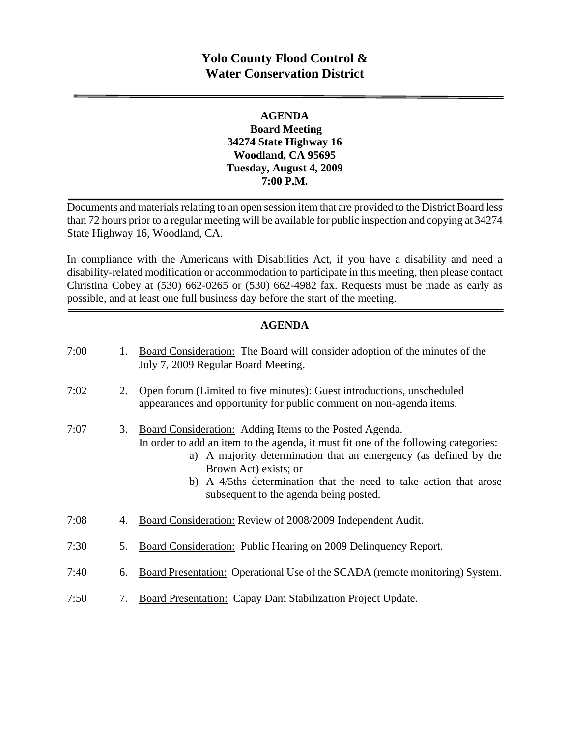# Yolo County Flood Control & Water Conservation District

---

**AGENDA**
**Board Meeting**
**34274 State Highway 16**
**Woodland, CA 95695**
**Tuesday, August 4, 2009**
**7:00 P.M.**

---

Documents and materials relating to an open session item that are provided to the District Board less than 72 hours prior to a regular meeting will be available for public inspection and copying at 34274 State Highway 16, Woodland, CA.

In compliance with the Americans with Disabilities Act, if you have a disability and need a disability-related modification or accommodation to participate in this meeting, then please contact Christina Cobey at (530) 662-0265 or (530) 662-4982 fax. Requests must be made as early as possible, and at least one full business day before the start of the meeting.

---

## AGENDA

7:00 — 1. Board Consideration: The Board will consider adoption of the minutes of the July 7, 2009 Regular Board Meeting.

7:02 — 2. Open forum (Limited to five minutes): Guest introductions, unscheduled appearances and opportunity for public comment on non-agenda items.

7:07 — 3. Board Consideration: Adding Items to the Posted Agenda.
In order to add an item to the agenda, it must fit one of the following categories:
   a) A majority determination that an emergency (as defined by the Brown Act) exists; or
   b) A 4/5ths determination that the need to take action that arose subsequent to the agenda being posted.

7:08 — 4. Board Consideration: Review of 2008/2009 Independent Audit.

7:30 — 5. Board Consideration: Public Hearing on 2009 Delinquency Report.

7:40 — 6. Board Presentation: Operational Use of the SCADA (remote monitoring) System.

7:50 — 7. Board Presentation: Capay Dam Stabilization Project Update.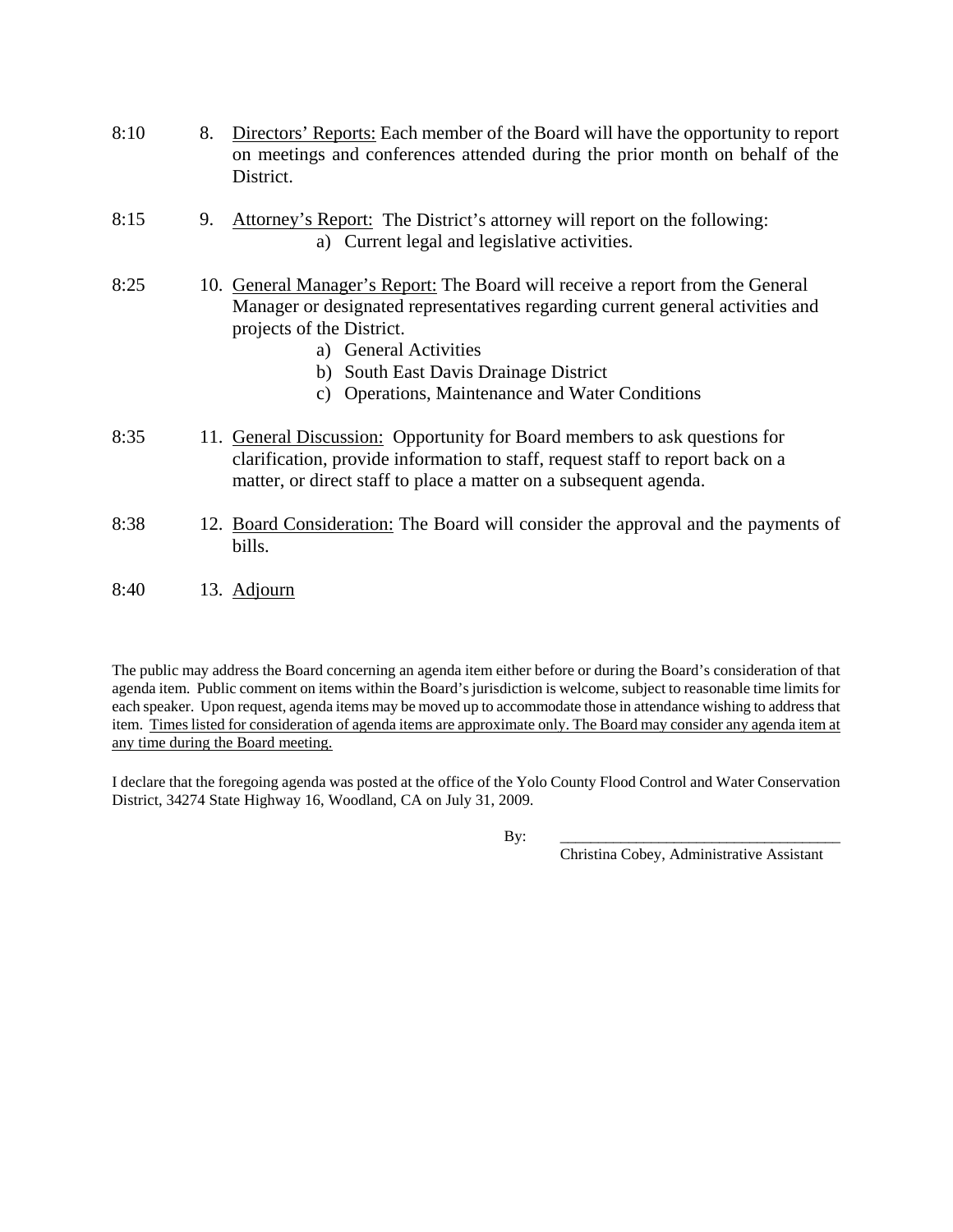8:10 8. <u>Directors' Reports:</u> Each member of the Board will have the opportunity to report on meetings and conferences attended during the prior month on behalf of the District.

8:15 9. <u>Attorney's Report:</u> The District's attorney will report on the following:
   a) Current legal and legislative activities.

8:25 10. <u>General Manager's Report:</u> The Board will receive a report from the General Manager or designated representatives regarding current general activities and projects of the District.
   a) General Activities
   b) South East Davis Drainage District
   c) Operations, Maintenance and Water Conditions

8:35 11. <u>General Discussion:</u> Opportunity for Board members to ask questions for clarification, provide information to staff, request staff to report back on a matter, or direct staff to place a matter on a subsequent agenda.

8:38 12. <u>Board Consideration:</u> The Board will consider the approval and the payments of bills.

8:40 13. <u>Adjourn</u>

The public may address the Board concerning an agenda item either before or during the Board's consideration of that agenda item. Public comment on items within the Board's jurisdiction is welcome, subject to reasonable time limits for each speaker. Upon request, agenda items may be moved up to accommodate those in attendance wishing to address that item. <u>Times listed for consideration of agenda items are approximate only. The Board may consider any agenda item at any time during the Board meeting.</u>

I declare that the foregoing agenda was posted at the office of the Yolo County Flood Control and Water Conservation District, 34274 State Highway 16, Woodland, CA on July 31, 2009.

By: ____________________________________
Christina Cobey, Administrative Assistant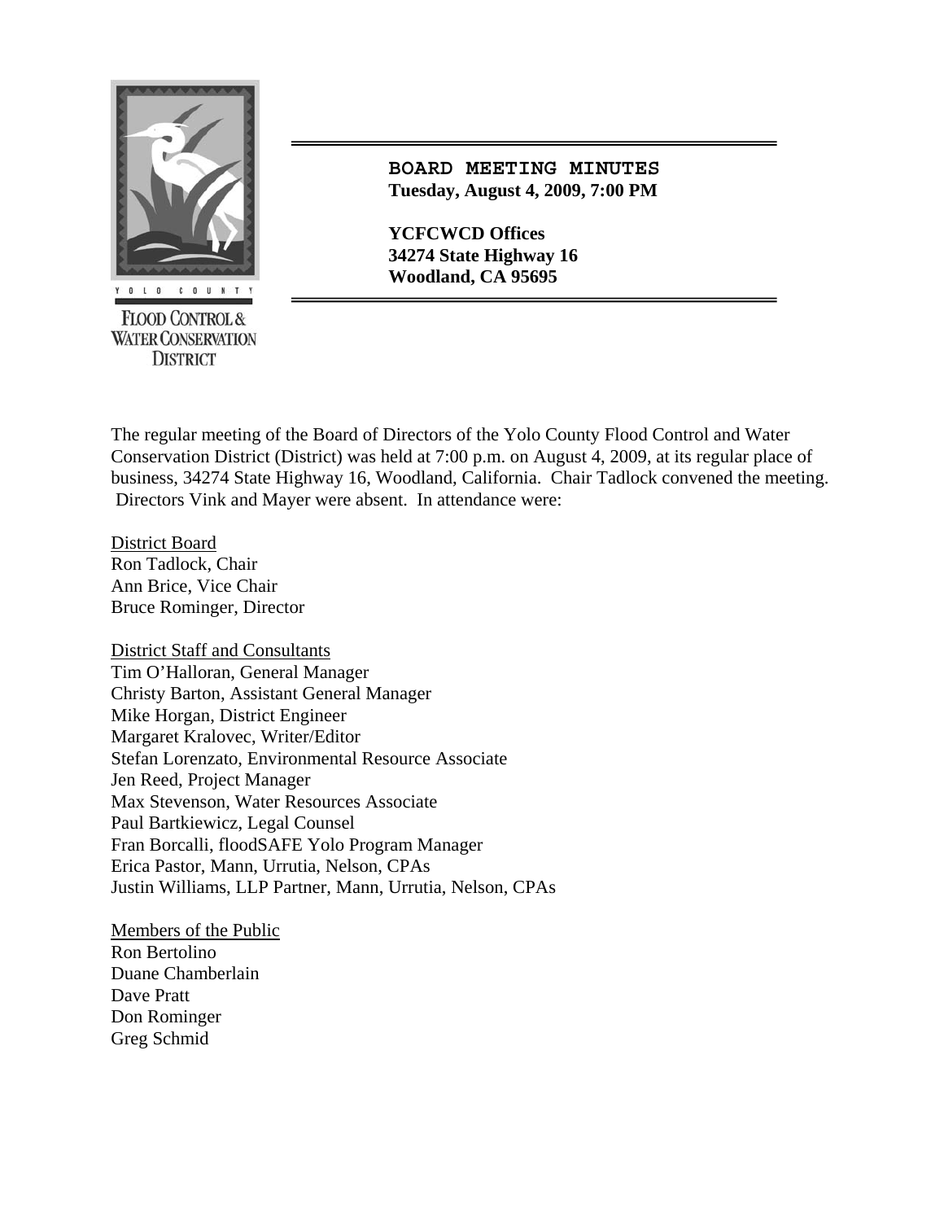**BOARD MEETING MINUTES**
**Tuesday, August 4, 2009, 7:00 PM**

**YCFCWCD Offices**
**34274 State Highway 16**
**Woodland, CA 95695**

YOLO COUNTY FLOOD CONTROL & WATER CONSERVATION DISTRICT

The regular meeting of the Board of Directors of the Yolo County Flood Control and Water Conservation District (District) was held at 7:00 p.m. on August 4, 2009, at its regular place of business, 34274 State Highway 16, Woodland, California. Chair Tadlock convened the meeting. Directors Vink and Mayer were absent. In attendance were:

District Board
Ron Tadlock, Chair
Ann Brice, Vice Chair
Bruce Rominger, Director

District Staff and Consultants
Tim O'Halloran, General Manager
Christy Barton, Assistant General Manager
Mike Horgan, District Engineer
Margaret Kralovec, Writer/Editor
Stefan Lorenzato, Environmental Resource Associate
Jen Reed, Project Manager
Max Stevenson, Water Resources Associate
Paul Bartkiewicz, Legal Counsel
Fran Borcalli, floodSAFE Yolo Program Manager
Erica Pastor, Mann, Urrutia, Nelson, CPAs
Justin Williams, LLP Partner, Mann, Urrutia, Nelson, CPAs

Members of the Public
Ron Bertolino
Duane Chamberlain
Dave Pratt
Don Rominger
Greg Schmid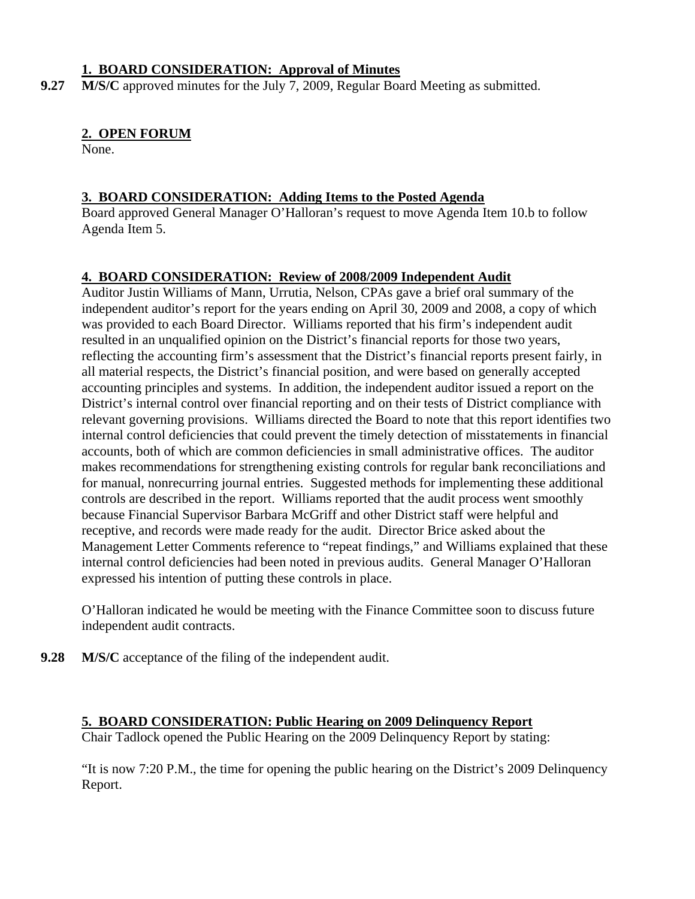### 1. BOARD CONSIDERATION: Approval of Minutes

**9.27** **M/S/C** approved minutes for the July 7, 2009, Regular Board Meeting as submitted.

### 2. OPEN FORUM

None.

### 3. BOARD CONSIDERATION: Adding Items to the Posted Agenda

Board approved General Manager O'Halloran's request to move Agenda Item 10.b to follow Agenda Item 5.

### 4. BOARD CONSIDERATION: Review of 2008/2009 Independent Audit

Auditor Justin Williams of Mann, Urrutia, Nelson, CPAs gave a brief oral summary of the independent auditor's report for the years ending on April 30, 2009 and 2008, a copy of which was provided to each Board Director. Williams reported that his firm's independent audit resulted in an unqualified opinion on the District's financial reports for those two years, reflecting the accounting firm's assessment that the District's financial reports present fairly, in all material respects, the District's financial position, and were based on generally accepted accounting principles and systems. In addition, the independent auditor issued a report on the District's internal control over financial reporting and on their tests of District compliance with relevant governing provisions. Williams directed the Board to note that this report identifies two internal control deficiencies that could prevent the timely detection of misstatements in financial accounts, both of which are common deficiencies in small administrative offices. The auditor makes recommendations for strengthening existing controls for regular bank reconciliations and for manual, nonrecurring journal entries. Suggested methods for implementing these additional controls are described in the report. Williams reported that the audit process went smoothly because Financial Supervisor Barbara McGriff and other District staff were helpful and receptive, and records were made ready for the audit. Director Brice asked about the Management Letter Comments reference to "repeat findings," and Williams explained that these internal control deficiencies had been noted in previous audits. General Manager O'Halloran expressed his intention of putting these controls in place.

O'Halloran indicated he would be meeting with the Finance Committee soon to discuss future independent audit contracts.

**9.28** **M/S/C** acceptance of the filing of the independent audit.

### 5. BOARD CONSIDERATION: Public Hearing on 2009 Delinquency Report

Chair Tadlock opened the Public Hearing on the 2009 Delinquency Report by stating:

"It is now 7:20 P.M., the time for opening the public hearing on the District's 2009 Delinquency Report.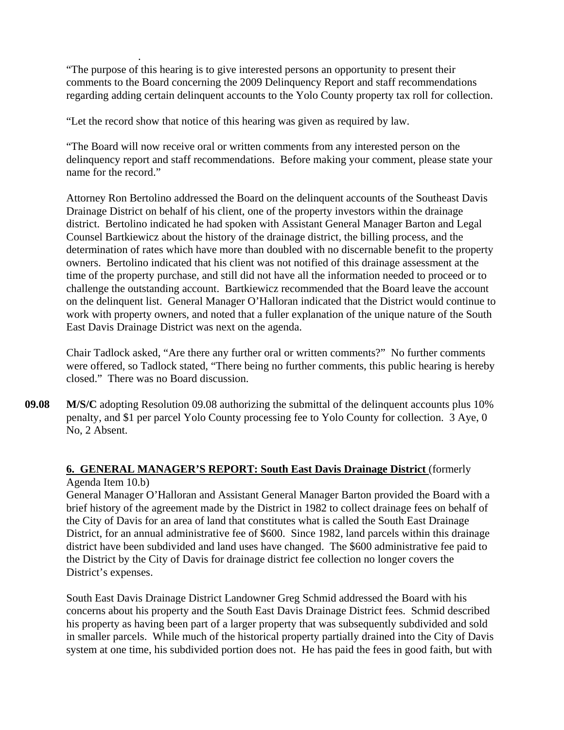"The purpose of this hearing is to give interested persons an opportunity to present their comments to the Board concerning the 2009 Delinquency Report and staff recommendations regarding adding certain delinquent accounts to the Yolo County property tax roll for collection.

"Let the record show that notice of this hearing was given as required by law.

"The Board will now receive oral or written comments from any interested person on the delinquency report and staff recommendations. Before making your comment, please state your name for the record."

Attorney Ron Bertolino addressed the Board on the delinquent accounts of the Southeast Davis Drainage District on behalf of his client, one of the property investors within the drainage district. Bertolino indicated he had spoken with Assistant General Manager Barton and Legal Counsel Bartkiewicz about the history of the drainage district, the billing process, and the determination of rates which have more than doubled with no discernable benefit to the property owners. Bertolino indicated that his client was not notified of this drainage assessment at the time of the property purchase, and still did not have all the information needed to proceed or to challenge the outstanding account. Bartkiewicz recommended that the Board leave the account on the delinquent list. General Manager O'Halloran indicated that the District would continue to work with property owners, and noted that a fuller explanation of the unique nature of the South East Davis Drainage District was next on the agenda.

Chair Tadlock asked, "Are there any further oral or written comments?" No further comments were offered, so Tadlock stated, "There being no further comments, this public hearing is hereby closed." There was no Board discussion.

**09.08** **M/S/C** adopting Resolution 09.08 authorizing the submittal of the delinquent accounts plus 10% penalty, and $1 per parcel Yolo County processing fee to Yolo County for collection. 3 Aye, 0 No, 2 Absent.

**6. GENERAL MANAGER'S REPORT: South East Davis Drainage District** (formerly Agenda Item 10.b)

General Manager O'Halloran and Assistant General Manager Barton provided the Board with a brief history of the agreement made by the District in 1982 to collect drainage fees on behalf of the City of Davis for an area of land that constitutes what is called the South East Drainage District, for an annual administrative fee of $600. Since 1982, land parcels within this drainage district have been subdivided and land uses have changed. The $600 administrative fee paid to the District by the City of Davis for drainage district fee collection no longer covers the District's expenses.

South East Davis Drainage District Landowner Greg Schmid addressed the Board with his concerns about his property and the South East Davis Drainage District fees. Schmid described his property as having been part of a larger property that was subsequently subdivided and sold in smaller parcels. While much of the historical property partially drained into the City of Davis system at one time, his subdivided portion does not. He has paid the fees in good faith, but with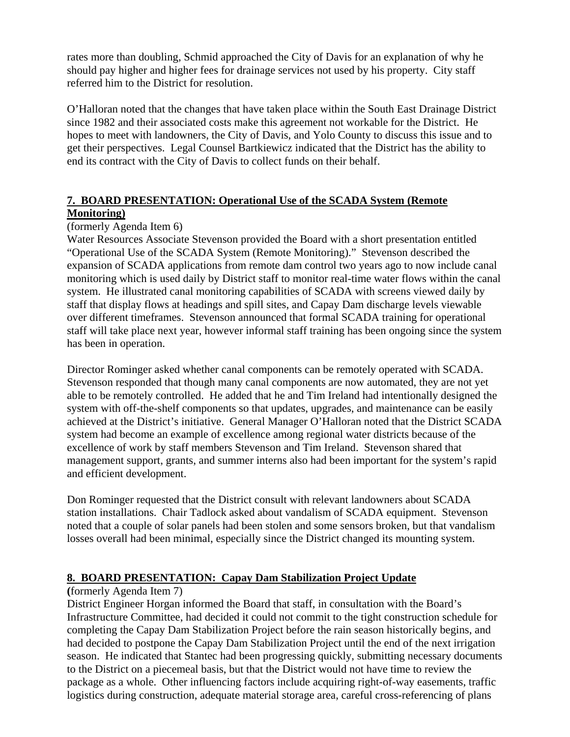rates more than doubling, Schmid approached the City of Davis for an explanation of why he should pay higher and higher fees for drainage services not used by his property. City staff referred him to the District for resolution.

O'Halloran noted that the changes that have taken place within the South East Drainage District since 1982 and their associated costs make this agreement not workable for the District. He hopes to meet with landowners, the City of Davis, and Yolo County to discuss this issue and to get their perspectives. Legal Counsel Bartkiewicz indicated that the District has the ability to end its contract with the City of Davis to collect funds on their behalf.

## 7. BOARD PRESENTATION: Operational Use of the SCADA System (Remote Monitoring)

(formerly Agenda Item 6)

Water Resources Associate Stevenson provided the Board with a short presentation entitled "Operational Use of the SCADA System (Remote Monitoring)." Stevenson described the expansion of SCADA applications from remote dam control two years ago to now include canal monitoring which is used daily by District staff to monitor real-time water flows within the canal system. He illustrated canal monitoring capabilities of SCADA with screens viewed daily by staff that display flows at headings and spill sites, and Capay Dam discharge levels viewable over different timeframes. Stevenson announced that formal SCADA training for operational staff will take place next year, however informal staff training has been ongoing since the system has been in operation.

Director Rominger asked whether canal components can be remotely operated with SCADA. Stevenson responded that though many canal components are now automated, they are not yet able to be remotely controlled. He added that he and Tim Ireland had intentionally designed the system with off-the-shelf components so that updates, upgrades, and maintenance can be easily achieved at the District's initiative. General Manager O'Halloran noted that the District SCADA system had become an example of excellence among regional water districts because of the excellence of work by staff members Stevenson and Tim Ireland. Stevenson shared that management support, grants, and summer interns also had been important for the system's rapid and efficient development.

Don Rominger requested that the District consult with relevant landowners about SCADA station installations. Chair Tadlock asked about vandalism of SCADA equipment. Stevenson noted that a couple of solar panels had been stolen and some sensors broken, but that vandalism losses overall had been minimal, especially since the District changed its mounting system.

## 8. BOARD PRESENTATION: Capay Dam Stabilization Project Update

(formerly Agenda Item 7)

District Engineer Horgan informed the Board that staff, in consultation with the Board's Infrastructure Committee, had decided it could not commit to the tight construction schedule for completing the Capay Dam Stabilization Project before the rain season historically begins, and had decided to postpone the Capay Dam Stabilization Project until the end of the next irrigation season. He indicated that Stantec had been progressing quickly, submitting necessary documents to the District on a piecemeal basis, but that the District would not have time to review the package as a whole. Other influencing factors include acquiring right-of-way easements, traffic logistics during construction, adequate material storage area, careful cross-referencing of plans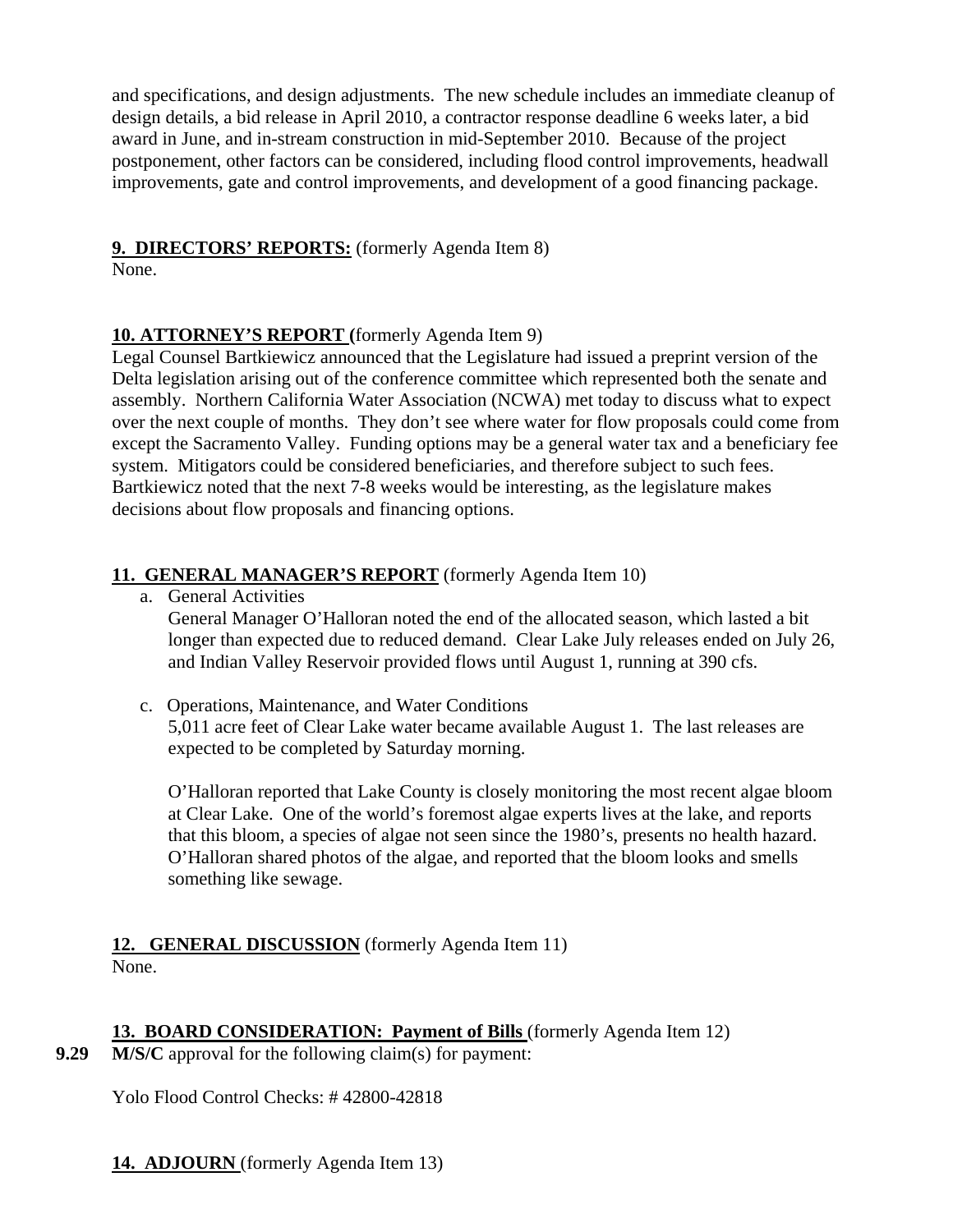and specifications, and design adjustments. The new schedule includes an immediate cleanup of design details, a bid release in April 2010, a contractor response deadline 6 weeks later, a bid award in June, and in-stream construction in mid-September 2010. Because of the project postponement, other factors can be considered, including flood control improvements, headwall improvements, gate and control improvements, and development of a good financing package.

**9. DIRECTORS' REPORTS:** (formerly Agenda Item 8)
None.

**10. ATTORNEY'S REPORT (**formerly Agenda Item 9)
Legal Counsel Bartkiewicz announced that the Legislature had issued a preprint version of the Delta legislation arising out of the conference committee which represented both the senate and assembly. Northern California Water Association (NCWA) met today to discuss what to expect over the next couple of months. They don't see where water for flow proposals could come from except the Sacramento Valley. Funding options may be a general water tax and a beneficiary fee system. Mitigators could be considered beneficiaries, and therefore subject to such fees. Bartkiewicz noted that the next 7-8 weeks would be interesting, as the legislature makes decisions about flow proposals and financing options.

**11. GENERAL MANAGER'S REPORT** (formerly Agenda Item 10)

a. General Activities
General Manager O'Halloran noted the end of the allocated season, which lasted a bit longer than expected due to reduced demand. Clear Lake July releases ended on July 26, and Indian Valley Reservoir provided flows until August 1, running at 390 cfs.

c. Operations, Maintenance, and Water Conditions
5,011 acre feet of Clear Lake water became available August 1. The last releases are expected to be completed by Saturday morning.

O'Halloran reported that Lake County is closely monitoring the most recent algae bloom at Clear Lake. One of the world's foremost algae experts lives at the lake, and reports that this bloom, a species of algae not seen since the 1980's, presents no health hazard. O'Halloran shared photos of the algae, and reported that the bloom looks and smells something like sewage.

**12. GENERAL DISCUSSION** (formerly Agenda Item 11)
None.

**13. BOARD CONSIDERATION: Payment of Bills** (formerly Agenda Item 12)

**9.29** **M/S/C** approval for the following claim(s) for payment:

Yolo Flood Control Checks: # 42800-42818

**14. ADJOURN** (formerly Agenda Item 13)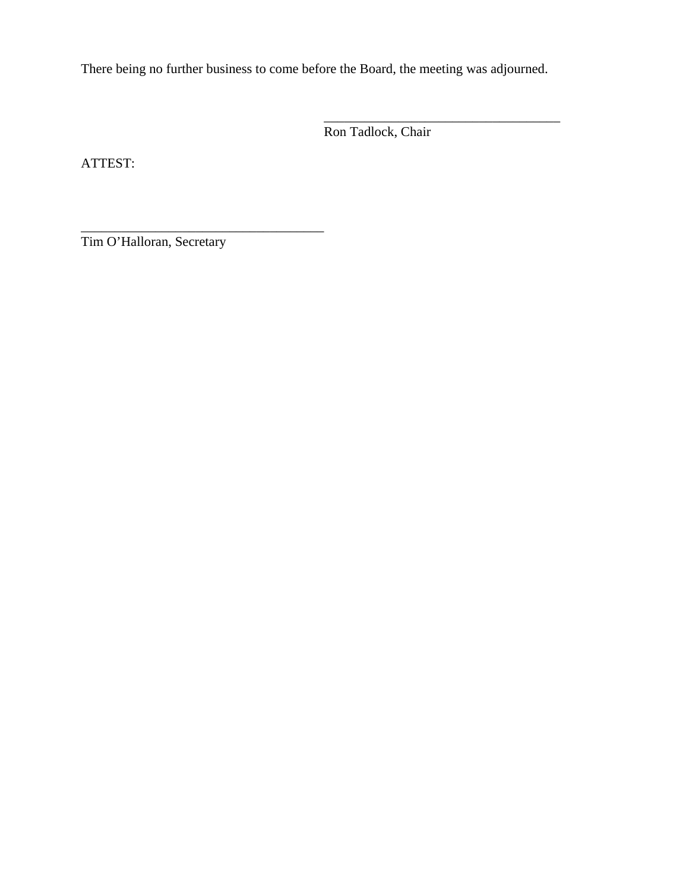There being no further business to come before the Board, the meeting was adjourned.

\_\_\_\_\_\_\_\_\_\_\_\_\_\_\_\_\_\_\_\_\_\_\_\_\_\_\_\_\_\_\_\_\_\_\_\_
Ron Tadlock, Chair

ATTEST:

\_\_\_\_\_\_\_\_\_\_\_\_\_\_\_\_\_\_\_\_\_\_\_\_\_\_\_\_\_\_\_\_\_\_\_\_
Tim O'Halloran, Secretary